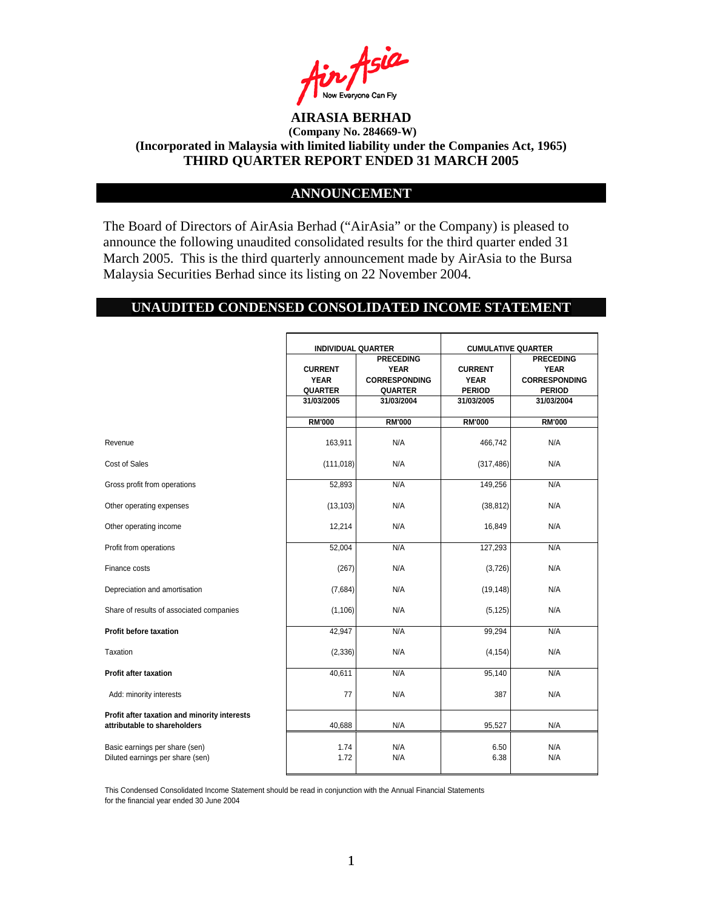# AIRASIA BERHAD

**(Company No. 284669-W)**

**(Incorporated in Malaysia with limited liability under the Companies Act, 1965)**

**THIRD QUARTER REPORT ENDED 31 MARCH 2005**

## ANNOUNCEMENT

The Board of Directors of AirAsia Berhad ("AirAsia" or the Company) is pleased to announce the following unaudited consolidated results for the third quarter ended 31 March 2005. This is the third quarterly announcement made by AirAsia to the Bursa Malaysia Securities Berhad since its listing on 22 November 2004.

## UNAUDITED CONDENSED CONSOLIDATED INCOME STATEMENT

| | INDIVIDUAL QUARTER | | CUMULATIVE QUARTER | |
|---|---|---|---|---|
| | CURRENT YEAR QUARTER 31/03/2005 | PRECEDING YEAR CORRESPONDING QUARTER 31/03/2004 | CURRENT YEAR PERIOD 31/03/2005 | PRECEDING YEAR CORRESPONDING PERIOD 31/03/2004 |
| | RM'000 | RM'000 | RM'000 | RM'000 |
| Revenue | 163,911 | N/A | 466,742 | N/A |
| Cost of Sales | (111,018) | N/A | (317,486) | N/A |
| Gross profit from operations | 52,893 | N/A | 149,256 | N/A |
| Other operating expenses | (13,103) | N/A | (38,812) | N/A |
| Other operating income | 12,214 | N/A | 16,849 | N/A |
| Profit from operations | 52,004 | N/A | 127,293 | N/A |
| Finance costs | (267) | N/A | (3,726) | N/A |
| Depreciation and amortisation | (7,684) | N/A | (19,148) | N/A |
| Share of results of associated companies | (1,106) | N/A | (5,125) | N/A |
| **Profit before taxation** | 42,947 | N/A | 99,294 | N/A |
| Taxation | (2,336) | N/A | (4,154) | N/A |
| **Profit after taxation** | 40,611 | N/A | 95,140 | N/A |
| Add: minority interests | 77 | N/A | 387 | N/A |
| **Profit after taxation and minority interests attributable to shareholders** | 40,688 | N/A | 95,527 | N/A |
| Basic earnings per share (sen) | 1.74 | N/A | 6.50 | N/A |
| Diluted earnings per share (sen) | 1.72 | N/A | 6.38 | N/A |

This Condensed Consolidated Income Statement should be read in conjunction with the Annual Financial Statements for the financial year ended 30 June 2004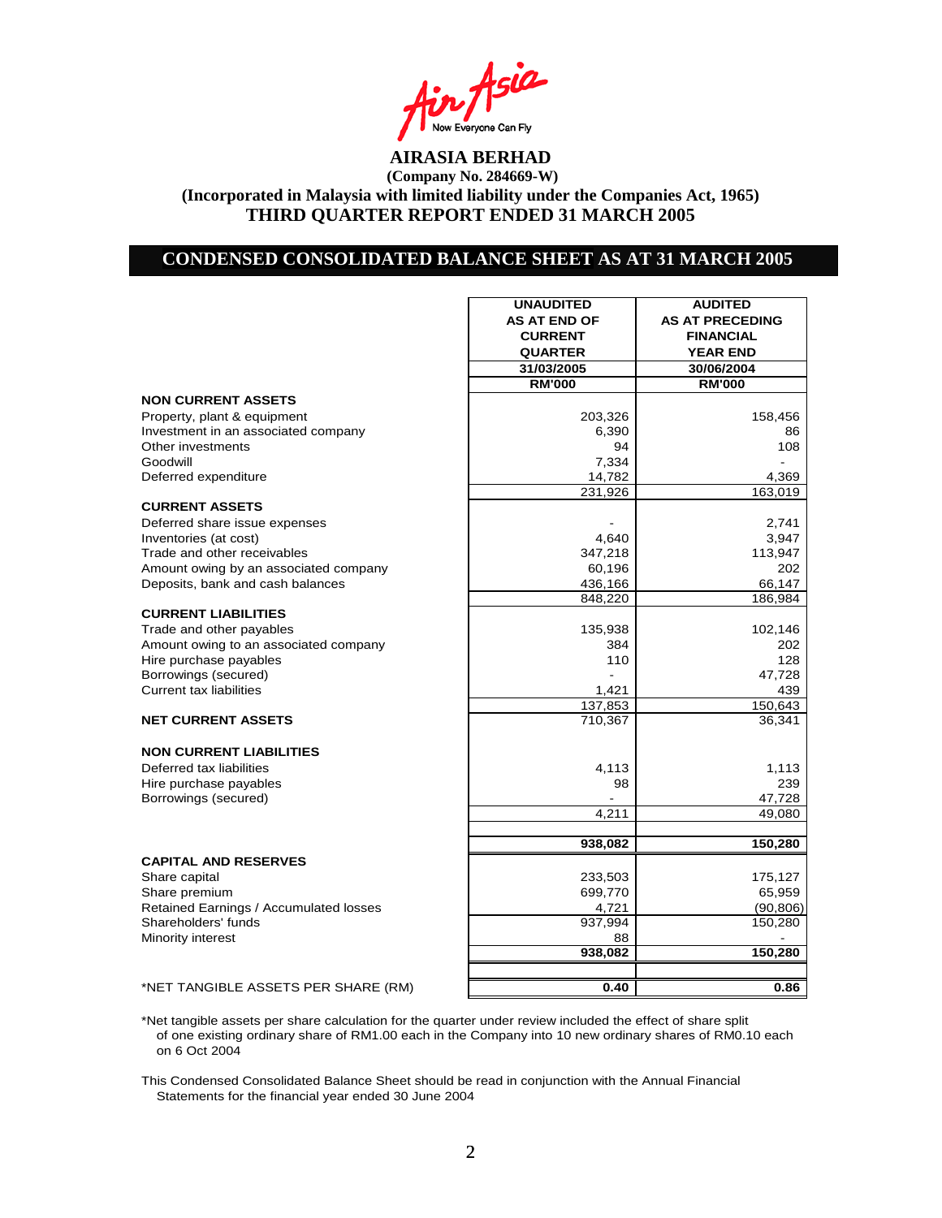# AIRASIA BERHAD

**(Company No. 284669-W)**

**(Incorporated in Malaysia with limited liability under the Companies Act, 1965)**

**THIRD QUARTER REPORT ENDED 31 MARCH 2005**

## CONDENSED CONSOLIDATED BALANCE SHEET AS AT 31 MARCH 2005

| | UNAUDITED AS AT END OF CURRENT QUARTER 31/03/2005 RM'000 | AUDITED AS AT PRECEDING FINANCIAL YEAR END 30/06/2004 RM'000 |
|---|---|---|
| **NON CURRENT ASSETS** | | |
| Property, plant & equipment | 203,326 | 158,456 |
| Investment in an associated company | 6,390 | 86 |
| Other investments | 94 | 108 |
| Goodwill | 7,334 | - |
| Deferred expenditure | 14,782 | 4,369 |
| | 231,926 | 163,019 |
| **CURRENT ASSETS** | | |
| Deferred share issue expenses | - | 2,741 |
| Inventories (at cost) | 4,640 | 3,947 |
| Trade and other receivables | 347,218 | 113,947 |
| Amount owing by an associated company | 60,196 | 202 |
| Deposits, bank and cash balances | 436,166 | 66,147 |
| | 848,220 | 186,984 |
| **CURRENT LIABILITIES** | | |
| Trade and other payables | 135,938 | 102,146 |
| Amount owing to an associated company | 384 | 202 |
| Hire purchase payables | 110 | 128 |
| Borrowings (secured) | - | 47,728 |
| Current tax liabilities | 1,421 | 439 |
| | 137,853 | 150,643 |
| **NET CURRENT ASSETS** | 710,367 | 36,341 |
| **NON CURRENT LIABILITIES** | | |
| Deferred tax liabilities | 4,113 | 1,113 |
| Hire purchase payables | 98 | 239 |
| Borrowings (secured) | - | 47,728 |
| | 4,211 | 49,080 |
| | **938,082** | **150,280** |
| **CAPITAL AND RESERVES** | | |
| Share capital | 233,503 | 175,127 |
| Share premium | 699,770 | 65,959 |
| Retained Earnings / Accumulated losses | 4,721 | (90,806) |
| Shareholders' funds | 937,994 | 150,280 |
| Minority interest | 88 | - |
| | **938,082** | **150,280** |
| *NET TANGIBLE ASSETS PER SHARE (RM) | **0.40** | **0.86** |

*Net tangible assets per share calculation for the quarter under review included the effect of share split of one existing ordinary share of RM1.00 each in the Company into 10 new ordinary shares of RM0.10 each on 6 Oct 2004

This Condensed Consolidated Balance Sheet should be read in conjunction with the Annual Financial Statements for the financial year ended 30 June 2004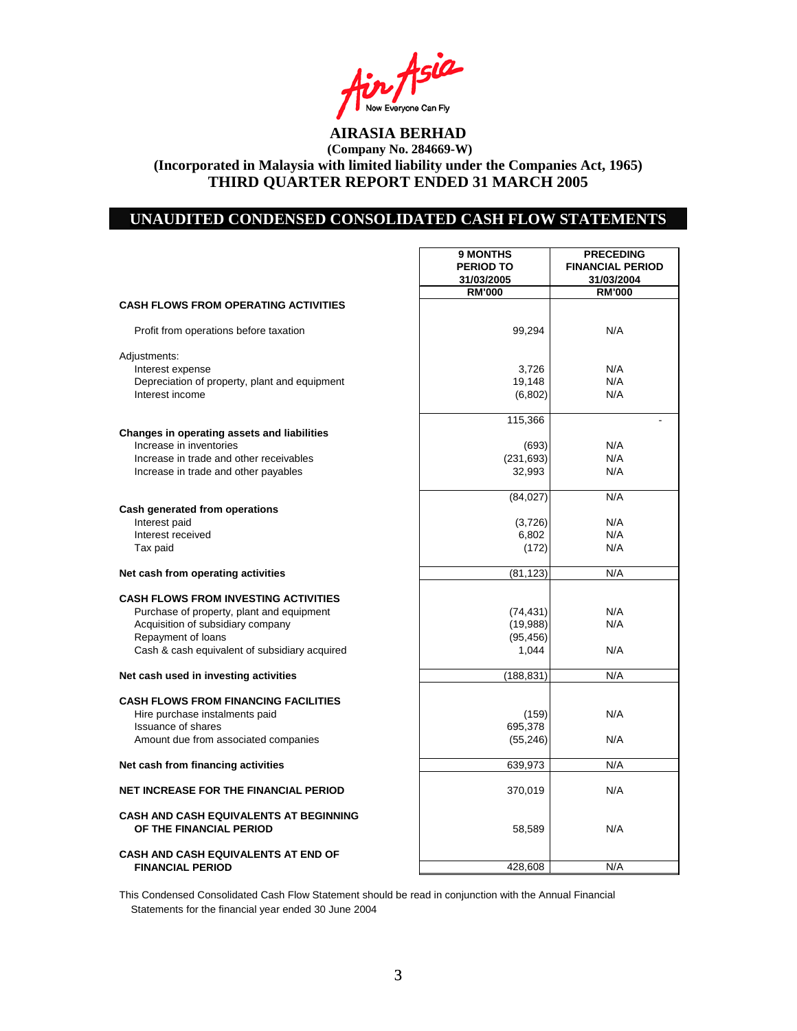Air Asia
Now Everyone Can Fly

# AIRASIA BERHAD

**(Company No. 284669-W)**

**(Incorporated in Malaysia with limited liability under the Companies Act, 1965)**

**THIRD QUARTER REPORT ENDED 31 MARCH 2005**

## UNAUDITED CONDENSED CONSOLIDATED CASH FLOW STATEMENTS

| | 9 MONTHS PERIOD TO 31/03/2005 | PRECEDING FINANCIAL PERIOD 31/03/2004 |
|---|---|---|
| | RM'000 | RM'000 |
| **CASH FLOWS FROM OPERATING ACTIVITIES** | | |
| Profit from operations before taxation | 99,294 | N/A |
| Adjustments: | | |
| Interest expense | 3,726 | N/A |
| Depreciation of property, plant and equipment | 19,148 | N/A |
| Interest income | (6,802) | N/A |
| | 115,366 | - |
| **Changes in operating assets and liabilities** | | |
| Increase in inventories | (693) | N/A |
| Increase in trade and other receivables | (231,693) | N/A |
| Increase in trade and other payables | 32,993 | N/A |
| | (84,027) | N/A |
| **Cash generated from operations** | | |
| Interest paid | (3,726) | N/A |
| Interest received | 6,802 | N/A |
| Tax paid | (172) | N/A |
| **Net cash from operating activities** | (81,123) | N/A |
| **CASH FLOWS FROM INVESTING ACTIVITIES** | | |
| Purchase of property, plant and equipment | (74,431) | N/A |
| Acquisition of subsidiary company | (19,988) | N/A |
| Repayment of loans | (95,456) | |
| Cash & cash equivalent of subsidiary acquired | 1,044 | N/A |
| **Net cash used in investing activities** | (188,831) | N/A |
| **CASH FLOWS FROM FINANCING FACILITIES** | | |
| Hire purchase instalments paid | (159) | N/A |
| Issuance of shares | 695,378 | |
| Amount due from associated companies | (55,246) | N/A |
| **Net cash from financing activities** | 639,973 | N/A |
| **NET INCREASE FOR THE FINANCIAL PERIOD** | 370,019 | N/A |
| **CASH AND CASH EQUIVALENTS AT BEGINNING OF THE FINANCIAL PERIOD** | 58,589 | N/A |
| **CASH AND CASH EQUIVALENTS AT END OF FINANCIAL PERIOD** | 428,608 | N/A |

This Condensed Consolidated Cash Flow Statement should be read in conjunction with the Annual Financial Statements for the financial year ended 30 June 2004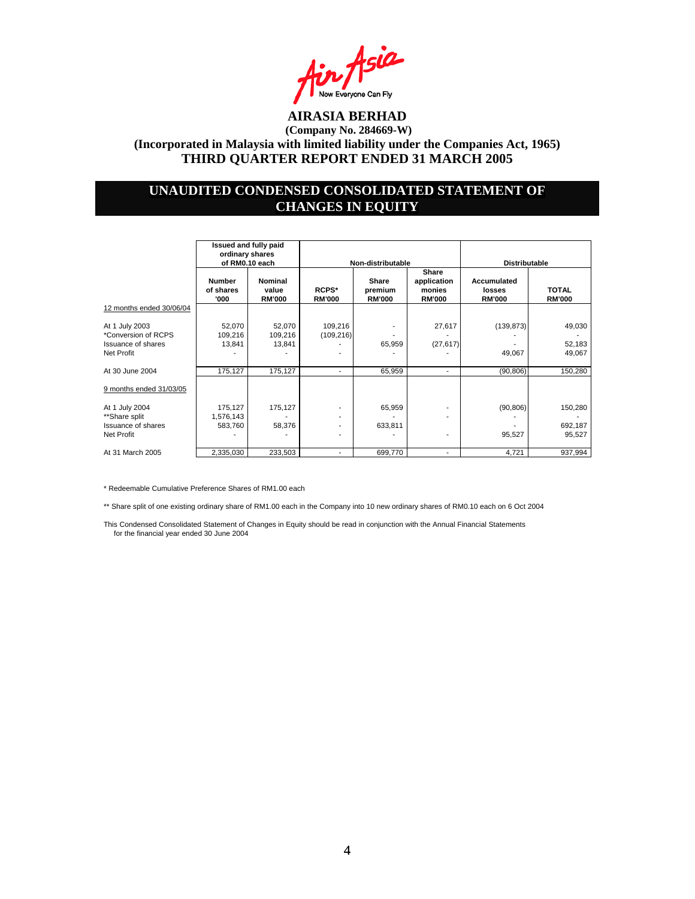# AIRASIA BERHAD

**(Company No. 284669-W)**

**(Incorporated in Malaysia with limited liability under the Companies Act, 1965)**

**THIRD QUARTER REPORT ENDED 31 MARCH 2005**

## UNAUDITED CONDENSED CONSOLIDATED STATEMENT OF CHANGES IN EQUITY

| | Issued and fully paid ordinary shares of RM0.10 each | | Non-distributable | | | Distributable | |
|---|---|---|---|---|---|---|---|
| | Number of shares '000 | Nominal value RM'000 | RCPS* RM'000 | Share premium RM'000 | Share application monies RM'000 | Accumulated losses RM'000 | TOTAL RM'000 |
| 12 months ended 30/06/04 | | | | | | | |
| At 1 July 2003 | 52,070 | 52,070 | 109,216 | - | 27,617 | (139,873) | 49,030 |
| *Conversion of RCPS | 109,216 | 109,216 | (109,216) | - | - | - | - |
| Issuance of shares | 13,841 | 13,841 | - | 65,959 | (27,617) | - | 52,183 |
| Net Profit | - | - | - | - | - | 49,067 | 49,067 |
| At 30 June 2004 | 175,127 | 175,127 | - | 65,959 | - | (90,806) | 150,280 |
| 9 months ended 31/03/05 | | | | | | | |
| At 1 July 2004 | 175,127 | 175,127 | - | 65,959 | - | (90,806) | 150,280 |
| **Share split | 1,576,143 | - | - | - | - | - | - |
| Issuance of shares | 583,760 | 58,376 | - | 633,811 | | - | 692,187 |
| Net Profit | - | - | - | - | - | 95,527 | 95,527 |
| At 31 March 2005 | 2,335,030 | 233,503 | - | 699,770 | - | 4,721 | 937,994 |

* Redeemable Cumulative Preference Shares of RM1.00 each

** Share split of one existing ordinary share of RM1.00 each in the Company into 10 new ordinary shares of RM0.10 each on 6 Oct 2004

This Condensed Consolidated Statement of Changes in Equity should be read in conjunction with the Annual Financial Statements for the financial year ended 30 June 2004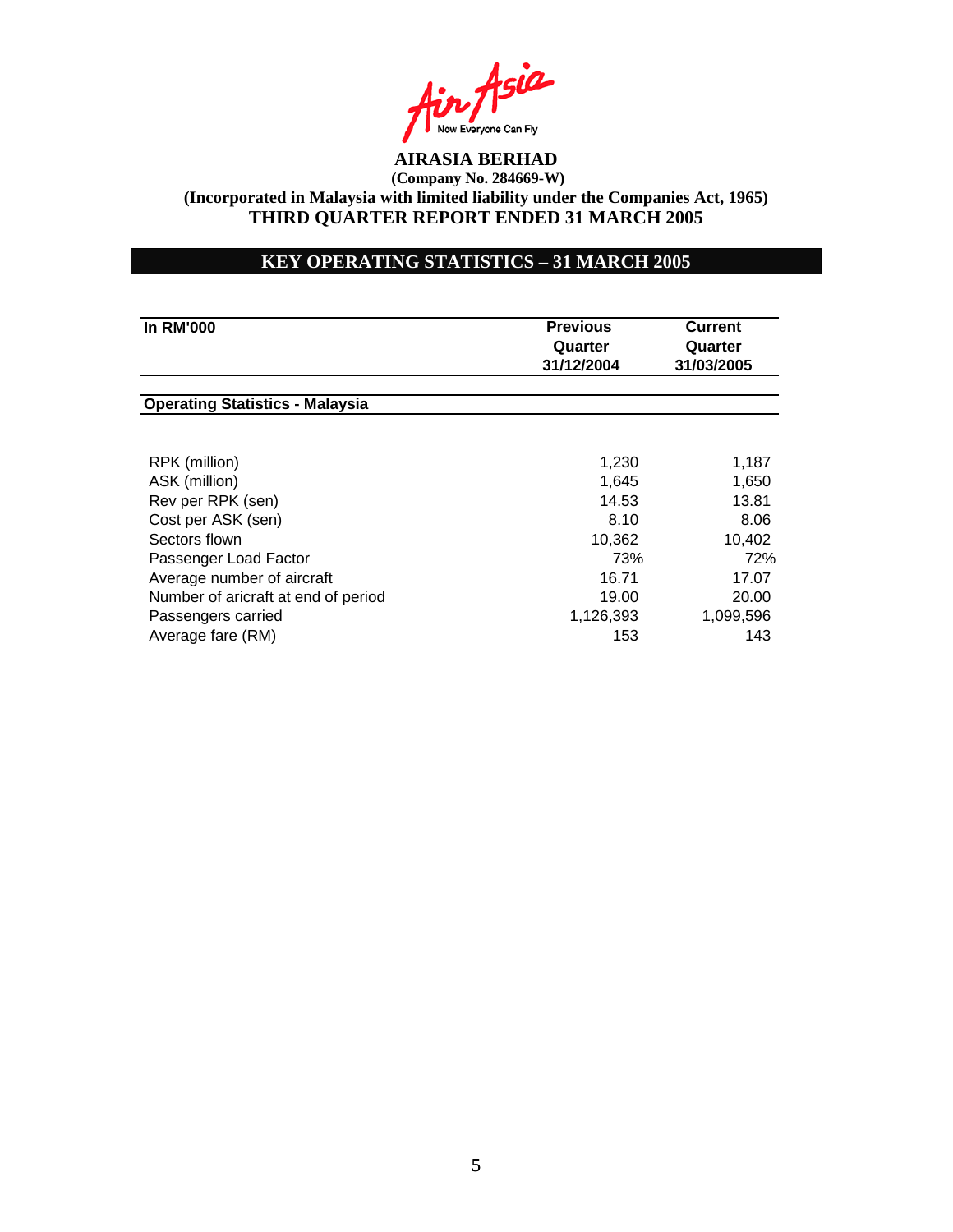**AIRASIA BERHAD**

**(Company No. 284669-W)**

**(Incorporated in Malaysia with limited liability under the Companies Act, 1965)**

**THIRD QUARTER REPORT ENDED 31 MARCH 2005**

## KEY OPERATING STATISTICS – 31 MARCH 2005

| In RM'000 | Previous Quarter 31/12/2004 | Current Quarter 31/03/2005 |
|---|---|---|
| **Operating Statistics - Malaysia** | | |
| RPK (million) | 1,230 | 1,187 |
| ASK (million) | 1,645 | 1,650 |
| Rev per RPK (sen) | 14.53 | 13.81 |
| Cost per ASK (sen) | 8.10 | 8.06 |
| Sectors flown | 10,362 | 10,402 |
| Passenger Load Factor | 73% | 72% |
| Average number of aircraft | 16.71 | 17.07 |
| Number of aricraft at end of period | 19.00 | 20.00 |
| Passengers carried | 1,126,393 | 1,099,596 |
| Average fare (RM) | 153 | 143 |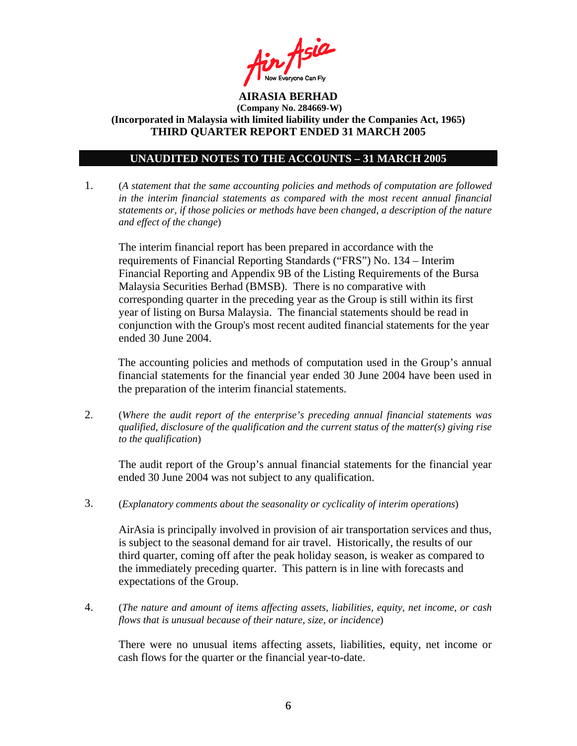**AIRASIA BERHAD**
**(Company No. 284669-W)**
**(Incorporated in Malaysia with limited liability under the Companies Act, 1965)**
**THIRD QUARTER REPORT ENDED 31 MARCH 2005**

## UNAUDITED NOTES TO THE ACCOUNTS – 31 MARCH 2005

1. (*A statement that the same accounting policies and methods of computation are followed in the interim financial statements as compared with the most recent annual financial statements or, if those policies or methods have been changed, a description of the nature and effect of the change*)

   The interim financial report has been prepared in accordance with the requirements of Financial Reporting Standards ("FRS") No. 134 – Interim Financial Reporting and Appendix 9B of the Listing Requirements of the Bursa Malaysia Securities Berhad (BMSB). There is no comparative with corresponding quarter in the preceding year as the Group is still within its first year of listing on Bursa Malaysia. The financial statements should be read in conjunction with the Group's most recent audited financial statements for the year ended 30 June 2004.

   The accounting policies and methods of computation used in the Group's annual financial statements for the financial year ended 30 June 2004 have been used in the preparation of the interim financial statements.

2. (*Where the audit report of the enterprise's preceding annual financial statements was qualified, disclosure of the qualification and the current status of the matter(s) giving rise to the qualification*)

   The audit report of the Group's annual financial statements for the financial year ended 30 June 2004 was not subject to any qualification.

3. (*Explanatory comments about the seasonality or cyclicality of interim operations*)

   AirAsia is principally involved in provision of air transportation services and thus, is subject to the seasonal demand for air travel. Historically, the results of our third quarter, coming off after the peak holiday season, is weaker as compared to the immediately preceding quarter. This pattern is in line with forecasts and expectations of the Group.

4. (*The nature and amount of items affecting assets, liabilities, equity, net income, or cash flows that is unusual because of their nature, size, or incidence*)

   There were no unusual items affecting assets, liabilities, equity, net income or cash flows for the quarter or the financial year-to-date.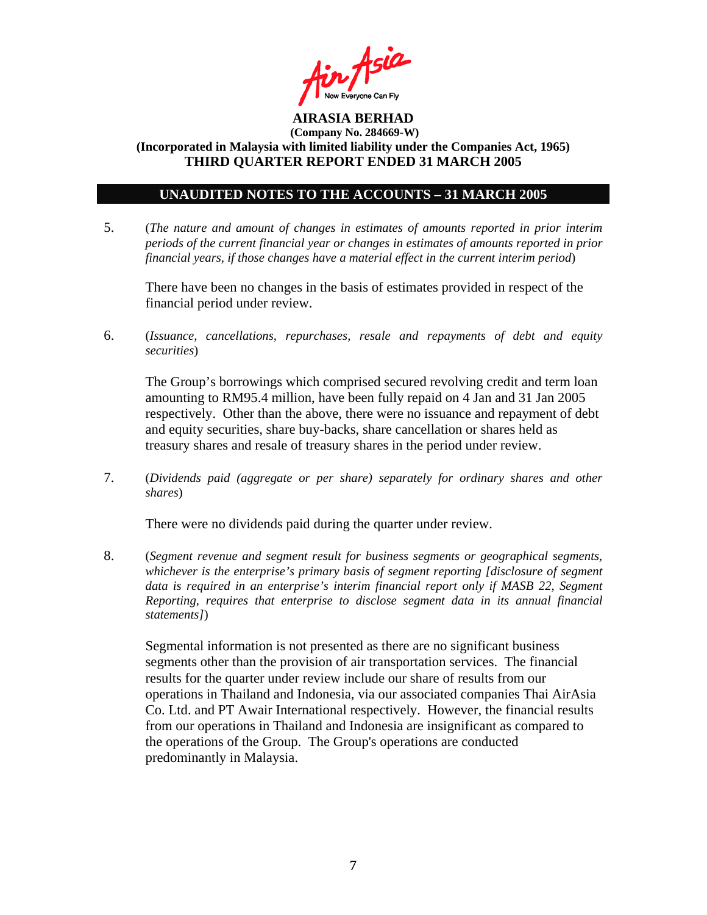**AIRASIA BERHAD**
**(Company No. 284669-W)**
**(Incorporated in Malaysia with limited liability under the Companies Act, 1965)**
**THIRD QUARTER REPORT ENDED 31 MARCH 2005**

## UNAUDITED NOTES TO THE ACCOUNTS – 31 MARCH 2005

5. (*The nature and amount of changes in estimates of amounts reported in prior interim periods of the current financial year or changes in estimates of amounts reported in prior financial years, if those changes have a material effect in the current interim period*)

   There have been no changes in the basis of estimates provided in respect of the financial period under review.

6. (*Issuance, cancellations, repurchases, resale and repayments of debt and equity securities*)

   The Group's borrowings which comprised secured revolving credit and term loan amounting to RM95.4 million, have been fully repaid on 4 Jan and 31 Jan 2005 respectively. Other than the above, there were no issuance and repayment of debt and equity securities, share buy-backs, share cancellation or shares held as treasury shares and resale of treasury shares in the period under review.

7. (*Dividends paid (aggregate or per share) separately for ordinary shares and other shares*)

   There were no dividends paid during the quarter under review.

8. (*Segment revenue and segment result for business segments or geographical segments, whichever is the enterprise's primary basis of segment reporting [disclosure of segment data is required in an enterprise's interim financial report only if MASB 22, Segment Reporting, requires that enterprise to disclose segment data in its annual financial statements]*)

   Segmental information is not presented as there are no significant business segments other than the provision of air transportation services. The financial results for the quarter under review include our share of results from our operations in Thailand and Indonesia, via our associated companies Thai AirAsia Co. Ltd. and PT Awair International respectively. However, the financial results from our operations in Thailand and Indonesia are insignificant as compared to the operations of the Group. The Group's operations are conducted predominantly in Malaysia.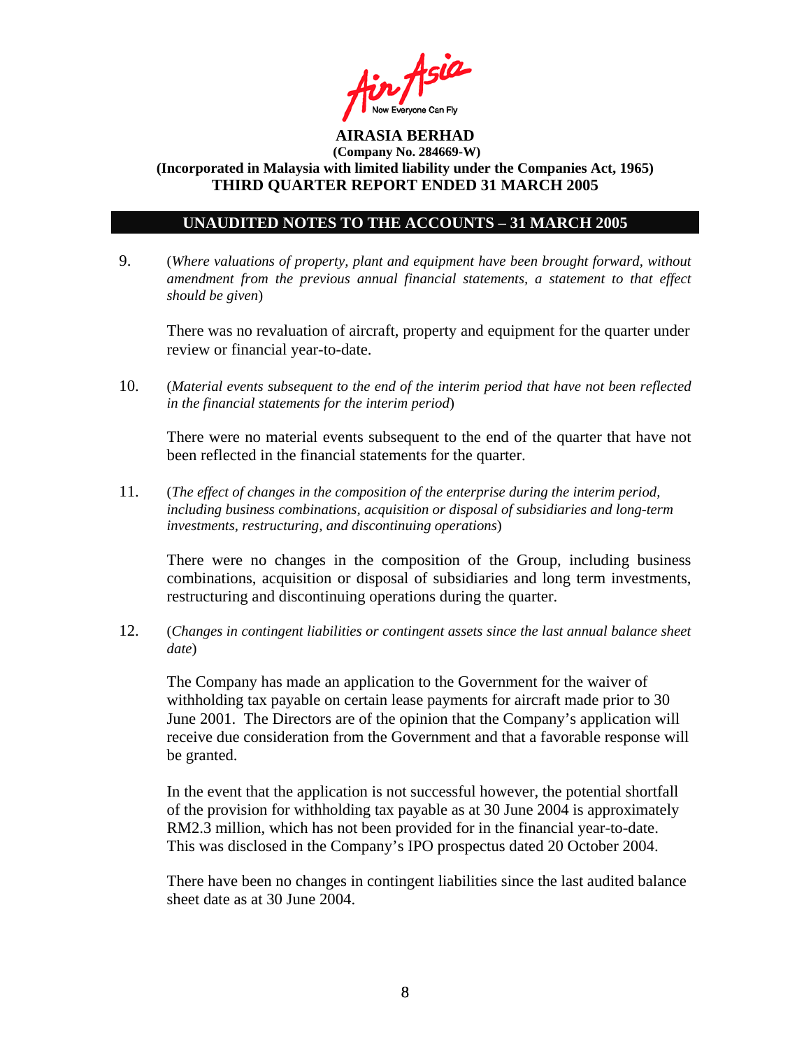**AIRASIA BERHAD**
**(Company No. 284669-W)**
**(Incorporated in Malaysia with limited liability under the Companies Act, 1965)**
**THIRD QUARTER REPORT ENDED 31 MARCH 2005**

## UNAUDITED NOTES TO THE ACCOUNTS – 31 MARCH 2005

9. (*Where valuations of property, plant and equipment have been brought forward, without amendment from the previous annual financial statements, a statement to that effect should be given*)

   There was no revaluation of aircraft, property and equipment for the quarter under review or financial year-to-date.

10. (*Material events subsequent to the end of the interim period that have not been reflected in the financial statements for the interim period*)

    There were no material events subsequent to the end of the quarter that have not been reflected in the financial statements for the quarter.

11. (*The effect of changes in the composition of the enterprise during the interim period, including business combinations, acquisition or disposal of subsidiaries and long-term investments, restructuring, and discontinuing operations*)

    There were no changes in the composition of the Group, including business combinations, acquisition or disposal of subsidiaries and long term investments, restructuring and discontinuing operations during the quarter.

12. (*Changes in contingent liabilities or contingent assets since the last annual balance sheet date*)

    The Company has made an application to the Government for the waiver of withholding tax payable on certain lease payments for aircraft made prior to 30 June 2001. The Directors are of the opinion that the Company's application will receive due consideration from the Government and that a favorable response will be granted.

    In the event that the application is not successful however, the potential shortfall of the provision for withholding tax payable as at 30 June 2004 is approximately RM2.3 million, which has not been provided for in the financial year-to-date. This was disclosed in the Company's IPO prospectus dated 20 October 2004.

    There have been no changes in contingent liabilities since the last audited balance sheet date as at 30 June 2004.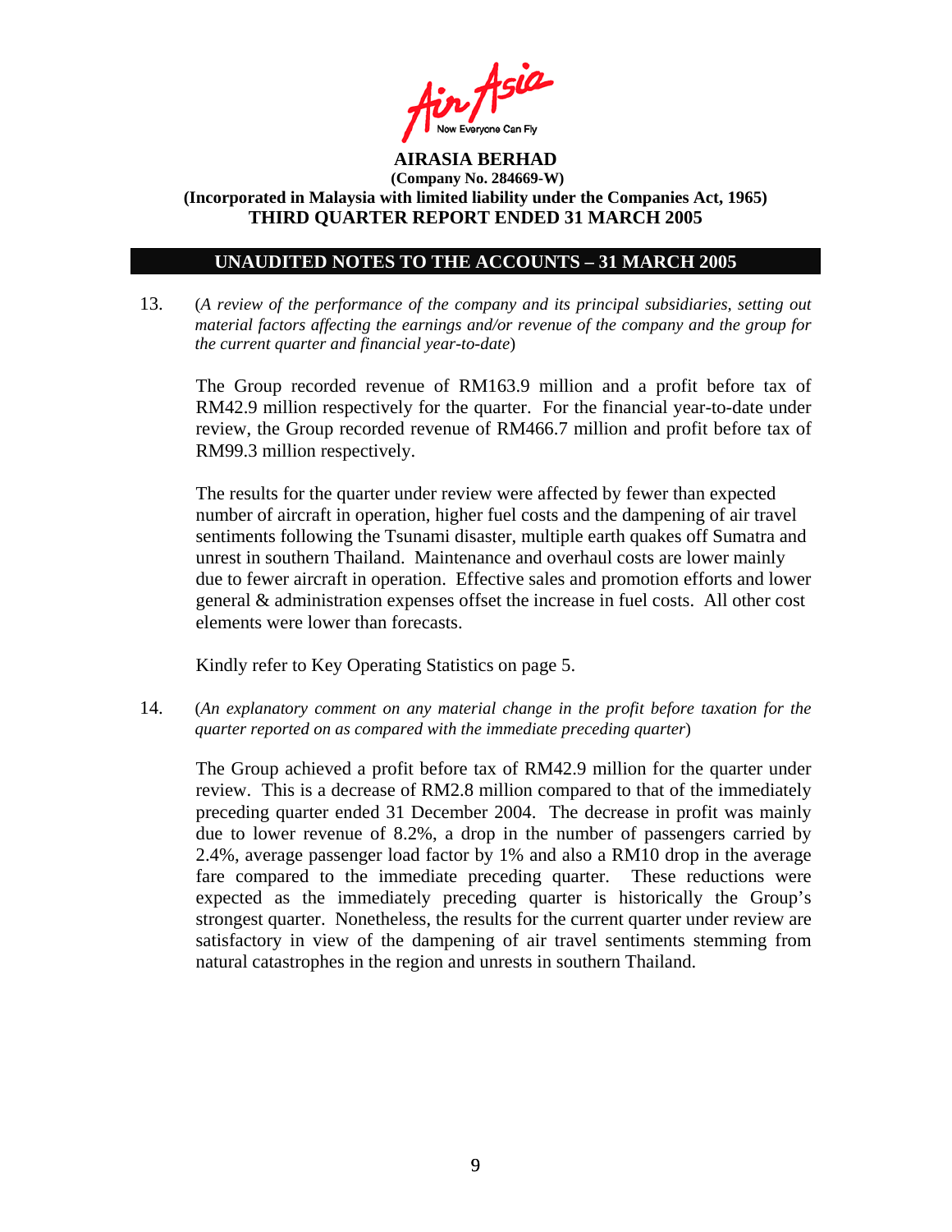**AIRASIA BERHAD**
**(Company No. 284669-W)**
**(Incorporated in Malaysia with limited liability under the Companies Act, 1965)**
**THIRD QUARTER REPORT ENDED 31 MARCH 2005**

## UNAUDITED NOTES TO THE ACCOUNTS – 31 MARCH 2005

13. (*A review of the performance of the company and its principal subsidiaries, setting out material factors affecting the earnings and/or revenue of the company and the group for the current quarter and financial year-to-date*)

    The Group recorded revenue of RM163.9 million and a profit before tax of RM42.9 million respectively for the quarter. For the financial year-to-date under review, the Group recorded revenue of RM466.7 million and profit before tax of RM99.3 million respectively.

    The results for the quarter under review were affected by fewer than expected number of aircraft in operation, higher fuel costs and the dampening of air travel sentiments following the Tsunami disaster, multiple earth quakes off Sumatra and unrest in southern Thailand. Maintenance and overhaul costs are lower mainly due to fewer aircraft in operation. Effective sales and promotion efforts and lower general & administration expenses offset the increase in fuel costs. All other cost elements were lower than forecasts.

    Kindly refer to Key Operating Statistics on page 5.

14. (*An explanatory comment on any material change in the profit before taxation for the quarter reported on as compared with the immediate preceding quarter*)

    The Group achieved a profit before tax of RM42.9 million for the quarter under review. This is a decrease of RM2.8 million compared to that of the immediately preceding quarter ended 31 December 2004. The decrease in profit was mainly due to lower revenue of 8.2%, a drop in the number of passengers carried by 2.4%, average passenger load factor by 1% and also a RM10 drop in the average fare compared to the immediate preceding quarter. These reductions were expected as the immediately preceding quarter is historically the Group's strongest quarter. Nonetheless, the results for the current quarter under review are satisfactory in view of the dampening of air travel sentiments stemming from natural catastrophes in the region and unrests in southern Thailand.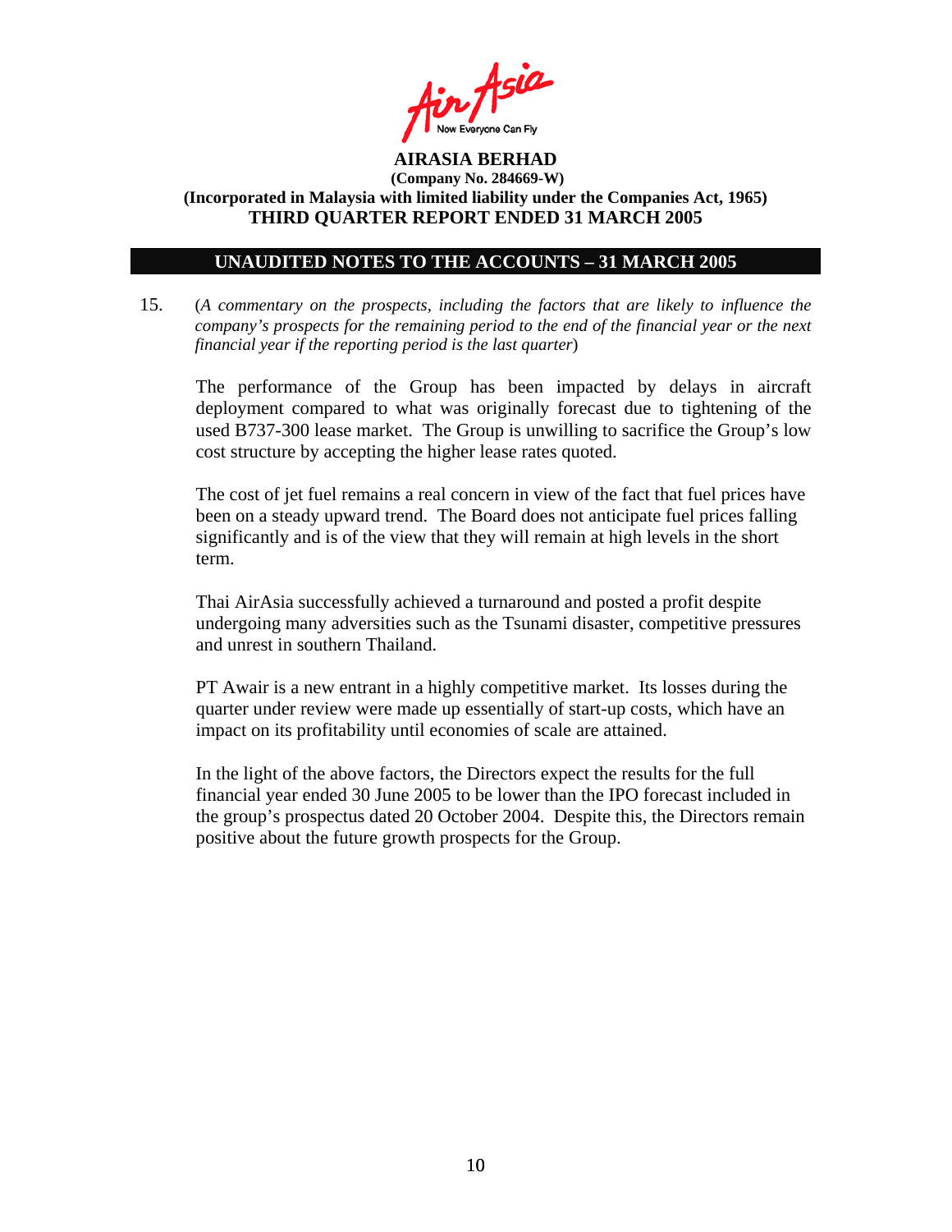**AIRASIA BERHAD**
**(Company No. 284669-W)**
**(Incorporated in Malaysia with limited liability under the Companies Act, 1965)**
**THIRD QUARTER REPORT ENDED 31 MARCH 2005**

## UNAUDITED NOTES TO THE ACCOUNTS – 31 MARCH 2005

15. (*A commentary on the prospects, including the factors that are likely to influence the company's prospects for the remaining period to the end of the financial year or the next financial year if the reporting period is the last quarter*)

The performance of the Group has been impacted by delays in aircraft deployment compared to what was originally forecast due to tightening of the used B737-300 lease market. The Group is unwilling to sacrifice the Group's low cost structure by accepting the higher lease rates quoted.

The cost of jet fuel remains a real concern in view of the fact that fuel prices have been on a steady upward trend. The Board does not anticipate fuel prices falling significantly and is of the view that they will remain at high levels in the short term.

Thai AirAsia successfully achieved a turnaround and posted a profit despite undergoing many adversities such as the Tsunami disaster, competitive pressures and unrest in southern Thailand.

PT Awair is a new entrant in a highly competitive market. Its losses during the quarter under review were made up essentially of start-up costs, which have an impact on its profitability until economies of scale are attained.

In the light of the above factors, the Directors expect the results for the full financial year ended 30 June 2005 to be lower than the IPO forecast included in the group's prospectus dated 20 October 2004. Despite this, the Directors remain positive about the future growth prospects for the Group.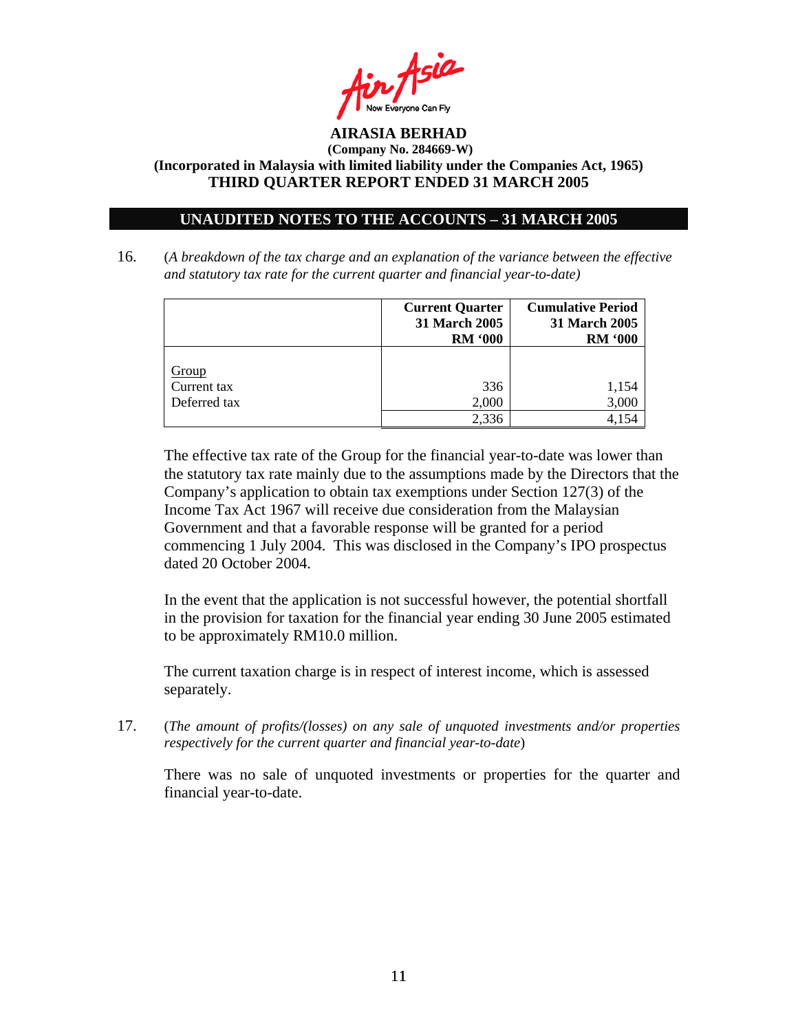**AIRASIA BERHAD**
**(Company No. 284669-W)**
**(Incorporated in Malaysia with limited liability under the Companies Act, 1965)**
**THIRD QUARTER REPORT ENDED 31 MARCH 2005**

## UNAUDITED NOTES TO THE ACCOUNTS – 31 MARCH 2005

16. (*A breakdown of the tax charge and an explanation of the variance between the effective and statutory tax rate for the current quarter and financial year-to-date)*

| | **Current Quarter 31 March 2005 RM '000** | **Cumulative Period 31 March 2005 RM '000** |
|---|---:|---:|
| Group | | |
| Current tax | 336 | 1,154 |
| Deferred tax | 2,000 | 3,000 |
| | 2,336 | 4,154 |

The effective tax rate of the Group for the financial year-to-date was lower than the statutory tax rate mainly due to the assumptions made by the Directors that the Company's application to obtain tax exemptions under Section 127(3) of the Income Tax Act 1967 will receive due consideration from the Malaysian Government and that a favorable response will be granted for a period commencing 1 July 2004. This was disclosed in the Company's IPO prospectus dated 20 October 2004.

In the event that the application is not successful however, the potential shortfall in the provision for taxation for the financial year ending 30 June 2005 estimated to be approximately RM10.0 million.

The current taxation charge is in respect of interest income, which is assessed separately.

17. (*The amount of profits/(losses) on any sale of unquoted investments and/or properties respectively for the current quarter and financial year-to-date*)

There was no sale of unquoted investments or properties for the quarter and financial year-to-date.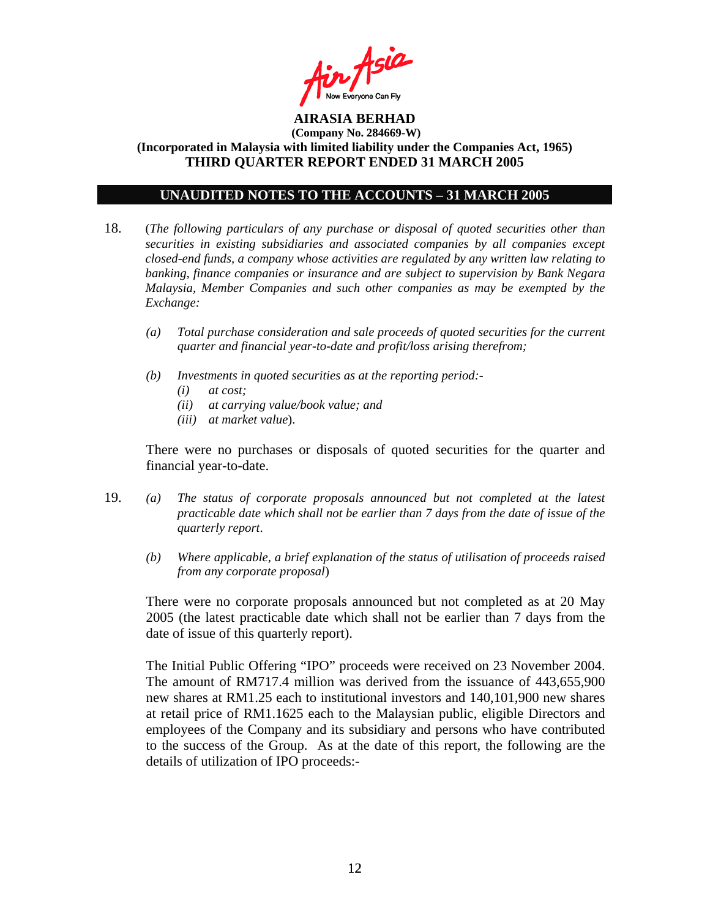**AIRASIA BERHAD**
**(Company No. 284669-W)**
**(Incorporated in Malaysia with limited liability under the Companies Act, 1965)**
**THIRD QUARTER REPORT ENDED 31 MARCH 2005**

## UNAUDITED NOTES TO THE ACCOUNTS – 31 MARCH 2005

18. (*The following particulars of any purchase or disposal of quoted securities other than securities in existing subsidiaries and associated companies by all companies except closed-end funds, a company whose activities are regulated by any written law relating to banking, finance companies or insurance and are subject to supervision by Bank Negara Malaysia, Member Companies and such other companies as may be exempted by the Exchange:*

    *(a) Total purchase consideration and sale proceeds of quoted securities for the current quarter and financial year-to-date and profit/loss arising therefrom;*

    *(b) Investments in quoted securities as at the reporting period:-*
    *(i) at cost;*
    *(ii) at carrying value/book value; and*
    *(iii) at market value*).

    There were no purchases or disposals of quoted securities for the quarter and financial year-to-date.

19. *(a) The status of corporate proposals announced but not completed at the latest practicable date which shall not be earlier than 7 days from the date of issue of the quarterly report.*

    *(b) Where applicable, a brief explanation of the status of utilisation of proceeds raised from any corporate proposal*)

    There were no corporate proposals announced but not completed as at 20 May 2005 (the latest practicable date which shall not be earlier than 7 days from the date of issue of this quarterly report).

    The Initial Public Offering "IPO" proceeds were received on 23 November 2004. The amount of RM717.4 million was derived from the issuance of 443,655,900 new shares at RM1.25 each to institutional investors and 140,101,900 new shares at retail price of RM1.1625 each to the Malaysian public, eligible Directors and employees of the Company and its subsidiary and persons who have contributed to the success of the Group. As at the date of this report, the following are the details of utilization of IPO proceeds:-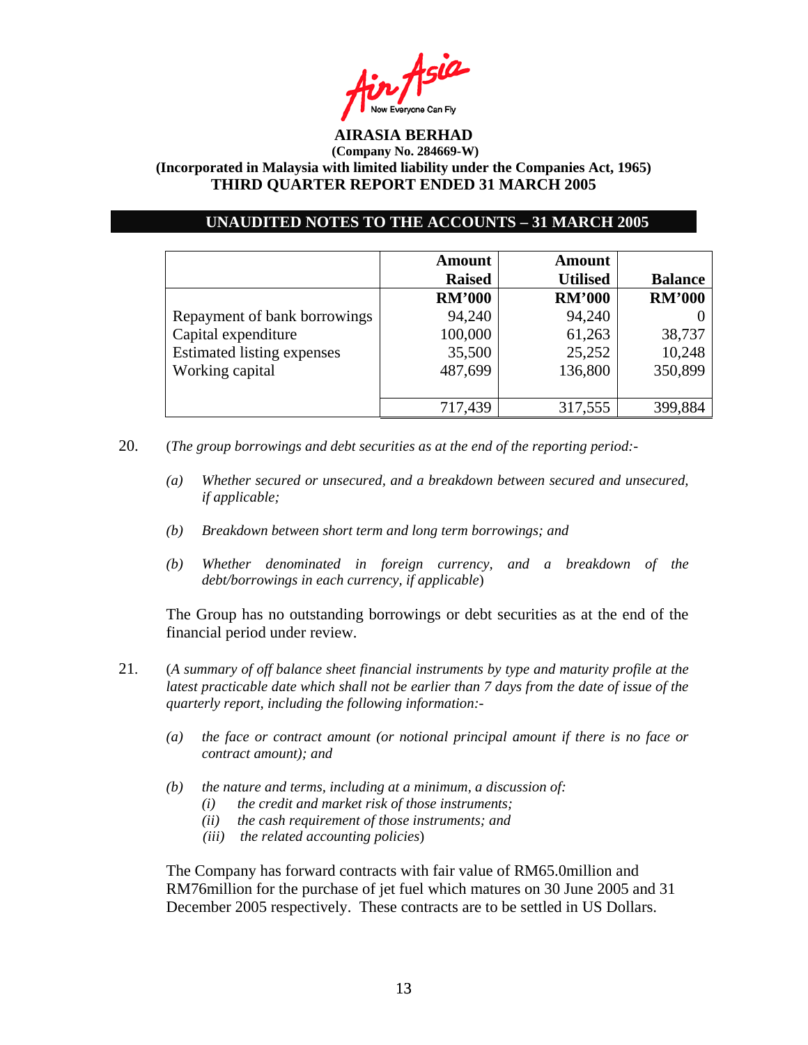**AIRASIA BERHAD**
**(Company No. 284669-W)**
**(Incorporated in Malaysia with limited liability under the Companies Act, 1965)**
**THIRD QUARTER REPORT ENDED 31 MARCH 2005**

## UNAUDITED NOTES TO THE ACCOUNTS – 31 MARCH 2005

| | Amount Raised | Amount Utilised | Balance |
|---|---|---|---|
| | **RM'000** | **RM'000** | **RM'000** |
| Repayment of bank borrowings | 94,240 | 94,240 | 0 |
| Capital expenditure | 100,000 | 61,263 | 38,737 |
| Estimated listing expenses | 35,500 | 25,252 | 10,248 |
| Working capital | 487,699 | 136,800 | 350,899 |
| | 717,439 | 317,555 | 399,884 |

20. (*The group borrowings and debt securities as at the end of the reporting period:-*

    *(a) Whether secured or unsecured, and a breakdown between secured and unsecured, if applicable;*

    *(b) Breakdown between short term and long term borrowings; and*

    *(b) Whether denominated in foreign currency, and a breakdown of the debt/borrowings in each currency, if applicable*)

    The Group has no outstanding borrowings or debt securities as at the end of the financial period under review.

21. (*A summary of off balance sheet financial instruments by type and maturity profile at the latest practicable date which shall not be earlier than 7 days from the date of issue of the quarterly report, including the following information:-*

    *(a) the face or contract amount (or notional principal amount if there is no face or contract amount); and*

    *(b) the nature and terms, including at a minimum, a discussion of:*
    *(i) the credit and market risk of those instruments;*
    *(ii) the cash requirement of those instruments; and*
    *(iii) the related accounting policies*)

    The Company has forward contracts with fair value of RM65.0million and RM76million for the purchase of jet fuel which matures on 30 June 2005 and 31 December 2005 respectively. These contracts are to be settled in US Dollars.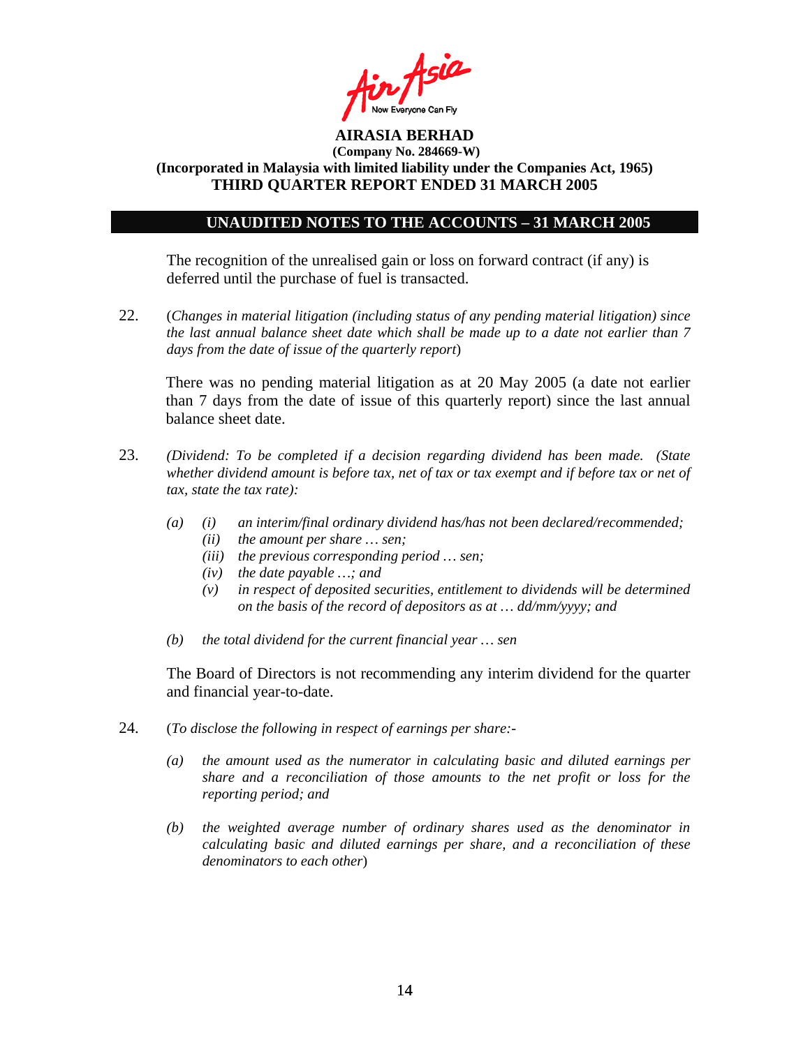The recognition of the unrealised gain or loss on forward contract (if any) is deferred until the purchase of fuel is transacted.

22. (*Changes in material litigation (including status of any pending material litigation) since the last annual balance sheet date which shall be made up to a date not earlier than 7 days from the date of issue of the quarterly report*)

    There was no pending material litigation as at 20 May 2005 (a date not earlier than 7 days from the date of issue of this quarterly report) since the last annual balance sheet date.

23. *(Dividend: To be completed if a decision regarding dividend has been made. (State whether dividend amount is before tax, net of tax or tax exempt and if before tax or net of tax, state the tax rate):*

    *(a)* *(i)* *an interim/final ordinary dividend has/has not been declared/recommended;*
    *(ii)* *the amount per share … sen;*
    *(iii)* *the previous corresponding period … sen;*
    *(iv)* *the date payable …; and*
    *(v)* *in respect of deposited securities, entitlement to dividends will be determined on the basis of the record of depositors as at … dd/mm/yyyy; and*

    *(b)* *the total dividend for the current financial year … sen*

    The Board of Directors is not recommending any interim dividend for the quarter and financial year-to-date.

24. (*To disclose the following in respect of earnings per share:-*

    *(a)* *the amount used as the numerator in calculating basic and diluted earnings per share and a reconciliation of those amounts to the net profit or loss for the reporting period; and*

    *(b)* *the weighted average number of ordinary shares used as the denominator in calculating basic and diluted earnings per share, and a reconciliation of these denominators to each other*)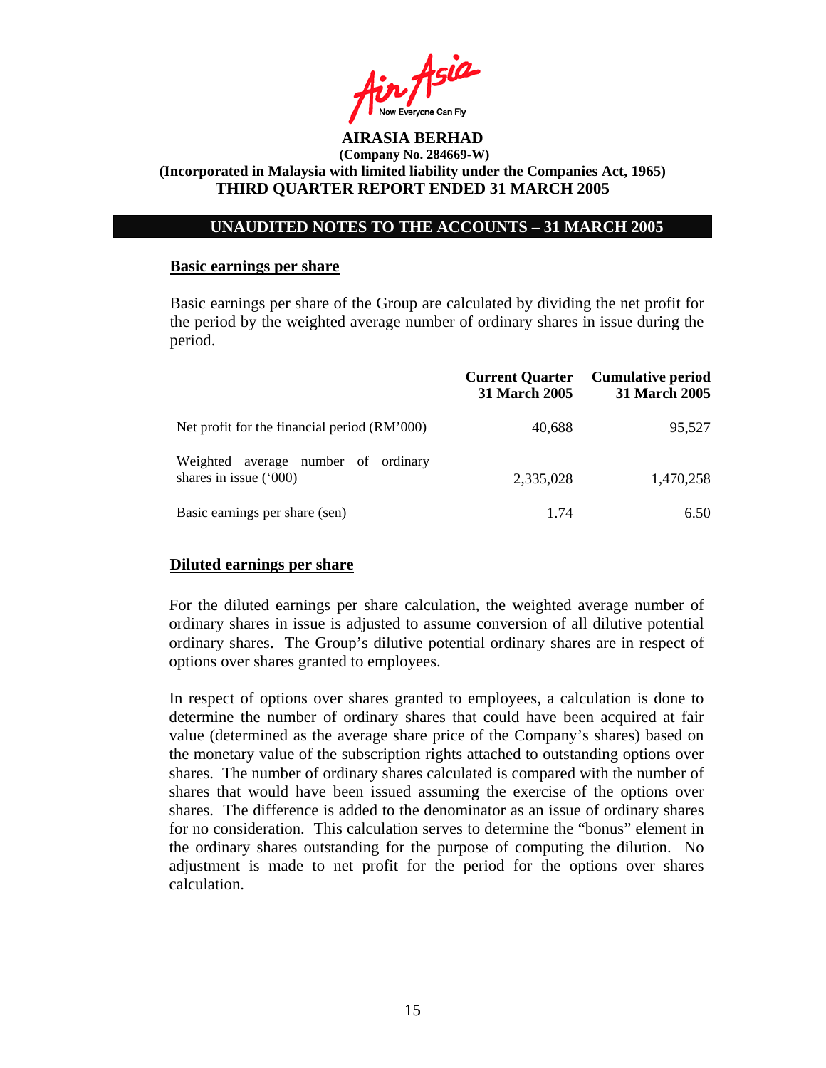**AIRASIA BERHAD**
**(Company No. 284669-W)**
**(Incorporated in Malaysia with limited liability under the Companies Act, 1965)**
**THIRD QUARTER REPORT ENDED 31 MARCH 2005**

## UNAUDITED NOTES TO THE ACCOUNTS – 31 MARCH 2005

### Basic earnings per share

Basic earnings per share of the Group are calculated by dividing the net profit for the period by the weighted average number of ordinary shares in issue during the period.

| | Current Quarter 31 March 2005 | Cumulative period 31 March 2005 |
|---|---|---|
| Net profit for the financial period (RM'000) | 40,688 | 95,527 |
| Weighted average number of ordinary shares in issue ('000) | 2,335,028 | 1,470,258 |
| Basic earnings per share (sen) | 1.74 | 6.50 |

### Diluted earnings per share

For the diluted earnings per share calculation, the weighted average number of ordinary shares in issue is adjusted to assume conversion of all dilutive potential ordinary shares. The Group's dilutive potential ordinary shares are in respect of options over shares granted to employees.

In respect of options over shares granted to employees, a calculation is done to determine the number of ordinary shares that could have been acquired at fair value (determined as the average share price of the Company's shares) based on the monetary value of the subscription rights attached to outstanding options over shares. The number of ordinary shares calculated is compared with the number of shares that would have been issued assuming the exercise of the options over shares. The difference is added to the denominator as an issue of ordinary shares for no consideration. This calculation serves to determine the "bonus" element in the ordinary shares outstanding for the purpose of computing the dilution. No adjustment is made to net profit for the period for the options over shares calculation.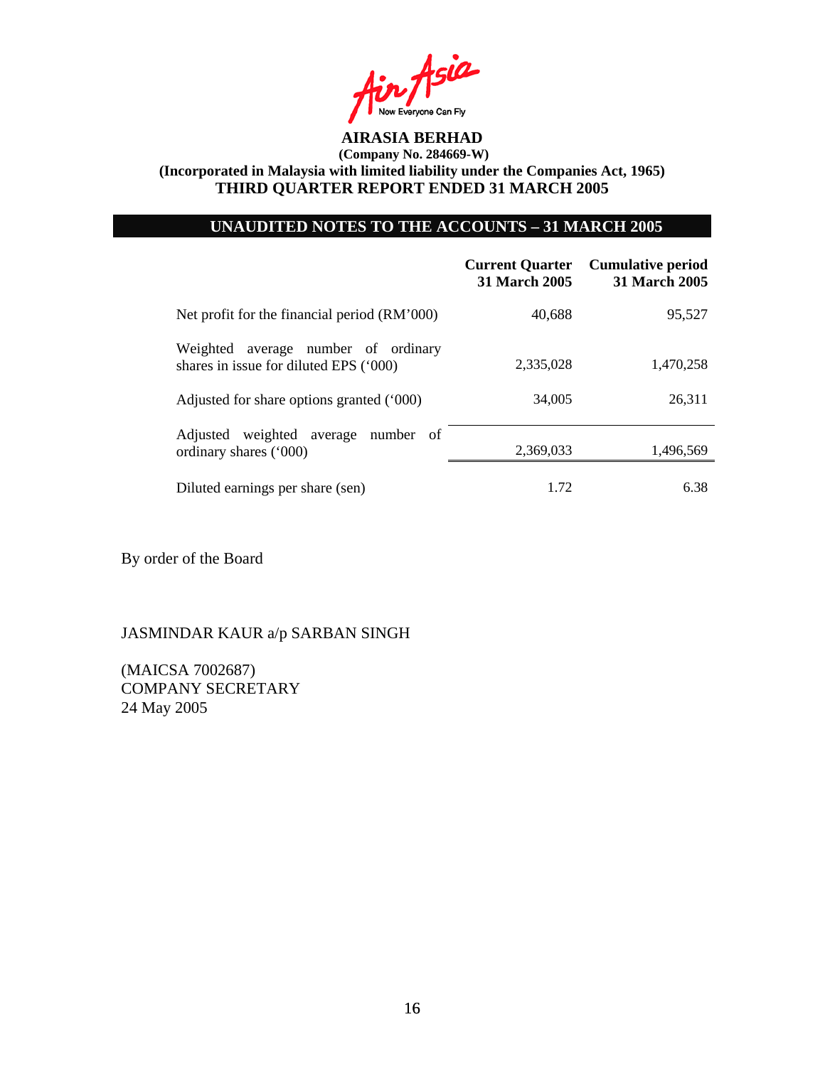**AIRASIA BERHAD**
**(Company No. 284669-W)**
**(Incorporated in Malaysia with limited liability under the Companies Act, 1965)**
**THIRD QUARTER REPORT ENDED 31 MARCH 2005**

## UNAUDITED NOTES TO THE ACCOUNTS – 31 MARCH 2005

| | Current Quarter 31 March 2005 | Cumulative period 31 March 2005 |
|---|---|---|
| Net profit for the financial period (RM'000) | 40,688 | 95,527 |
| Weighted average number of ordinary shares in issue for diluted EPS ('000) | 2,335,028 | 1,470,258 |
| Adjusted for share options granted ('000) | 34,005 | 26,311 |
| Adjusted weighted average number of ordinary shares ('000) | 2,369,033 | 1,496,569 |
| Diluted earnings per share (sen) | 1.72 | 6.38 |

By order of the Board

JASMINDAR KAUR a/p SARBAN SINGH

(MAICSA 7002687)
COMPANY SECRETARY
24 May 2005